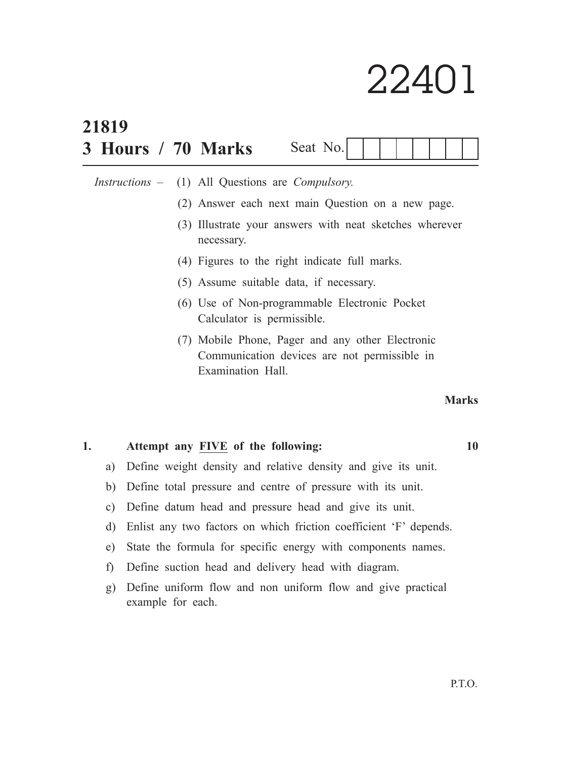# 22401

**21819**

**3 Hours / 70 Marks** Seat No. | | | | | | | | |

*Instructions* – (1) All Questions are *Compulsory.*

(2) Answer each next main Question on a new page.

(3) Illustrate your answers with neat sketches wherever necessary.

(4) Figures to the right indicate full marks.

(5) Assume suitable data, if necessary.

(6) Use of Non-programmable Electronic Pocket Calculator is permissible.

(7) Mobile Phone, Pager and any other Electronic Communication devices are not permissible in Examination Hall.

**Marks**

**1. Attempt any FIVE of the following: 10**

a) Define weight density and relative density and give its unit.

b) Define total pressure and centre of pressure with its unit.

c) Define datum head and pressure head and give its unit.

d) Enlist any two factors on which friction coefficient 'F' depends.

e) State the formula for specific energy with components names.

f) Define suction head and delivery head with diagram.

g) Define uniform flow and non uniform flow and give practical example for each.

P.T.O.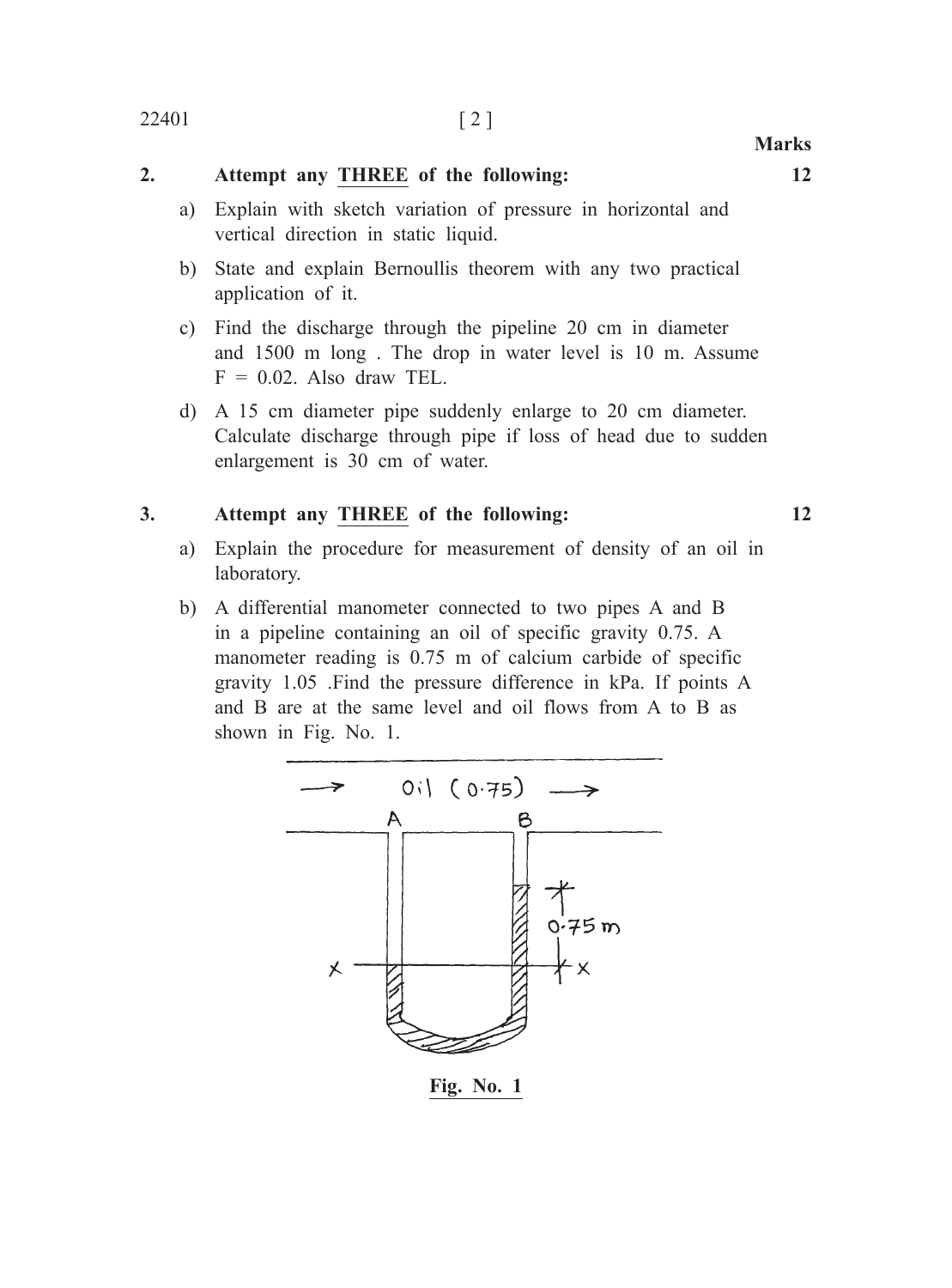Marks

**2. Attempt any THREE of the following:** **12**

a) Explain with sketch variation of pressure in horizontal and vertical direction in static liquid.

b) State and explain Bernoullis theorem with any two practical application of it.

c) Find the discharge through the pipeline 20 cm in diameter and 1500 m long . The drop in water level is 10 m. Assume F = 0.02. Also draw TEL.

d) A 15 cm diameter pipe suddenly enlarge to 20 cm diameter. Calculate discharge through pipe if loss of head due to sudden enlargement is 30 cm of water.

**3. Attempt any THREE of the following:** **12**

a) Explain the procedure for measurement of density of an oil in laboratory.

b) A differential manometer connected to two pipes A and B in a pipeline containing an oil of specific gravity 0.75. A manometer reading is 0.75 m of calcium carbide of specific gravity 1.05 .Find the pressure difference in kPa. If points A and B are at the same level and oil flows from A to B as shown in Fig. No. 1.

**Fig. No. 1**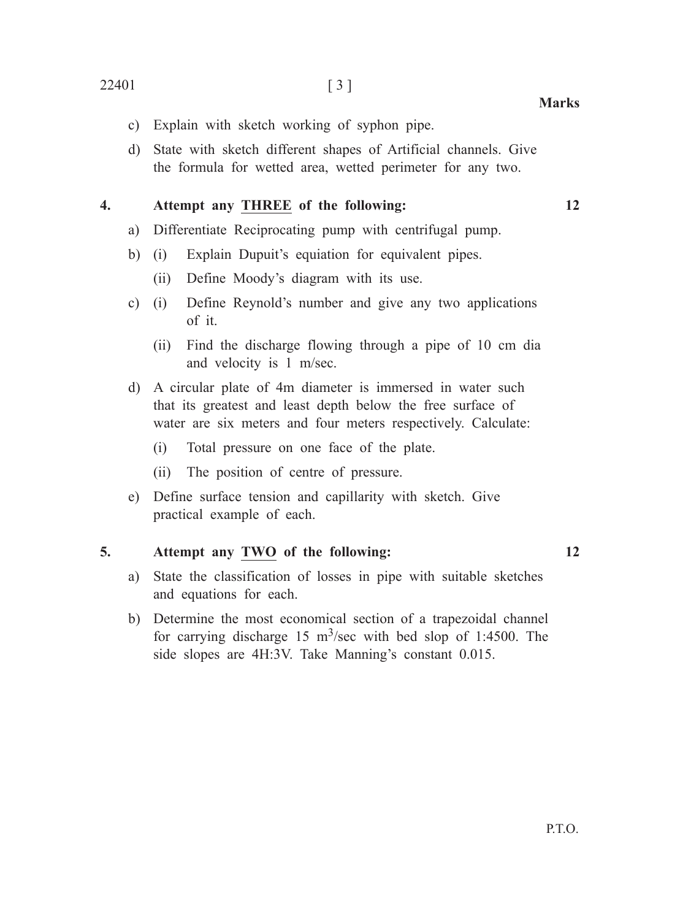**Marks**

c) Explain with sketch working of syphon pipe.

d) State with sketch different shapes of Artificial channels. Give the formula for wetted area, wetted perimeter for any two.

**4. Attempt any <u>THREE</u> of the following:** **12**

a) Differentiate Reciprocating pump with centrifugal pump.

b) (i) Explain Dupuit's equiation for equivalent pipes.

(ii) Define Moody's diagram with its use.

c) (i) Define Reynold's number and give any two applications of it.

(ii) Find the discharge flowing through a pipe of 10 cm dia and velocity is 1 m/sec.

d) A circular plate of 4m diameter is immersed in water such that its greatest and least depth below the free surface of water are six meters and four meters respectively. Calculate:

(i) Total pressure on one face of the plate.

(ii) The position of centre of pressure.

e) Define surface tension and capillarity with sketch. Give practical example of each.

**5. Attempt any <u>TWO</u> of the following:** **12**

a) State the classification of losses in pipe with suitable sketches and equations for each.

b) Determine the most economical section of a trapezoidal channel for carrying discharge 15 $m^3$/sec with bed slop of 1:4500. The side slopes are 4H:3V. Take Manning's constant 0.015.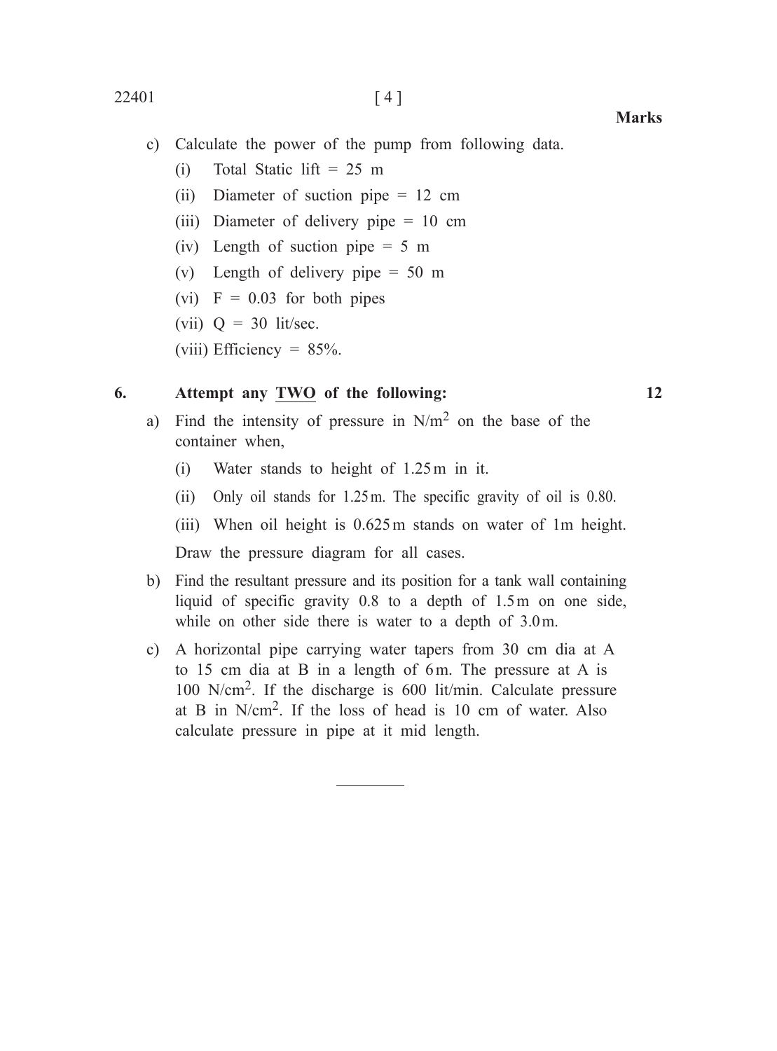**Marks**

c) Calculate the power of the pump from following data.

   (i) Total Static lift = 25 m

   (ii) Diameter of suction pipe = 12 cm

   (iii) Diameter of delivery pipe = 10 cm

   (iv) Length of suction pipe = 5 m

   (v) Length of delivery pipe = 50 m

   (vi) F = 0.03 for both pipes

   (vii) Q = 30 lit/sec.

   (viii) Efficiency = 85%.

**6. Attempt any TWO of the following: 12**

a) Find the intensity of pressure in $N/m^2$ on the base of the container when,

   (i) Water stands to height of 1.25 m in it.

   (ii) Only oil stands for 1.25 m. The specific gravity of oil is 0.80.

   (iii) When oil height is 0.625 m stands on water of 1m height.

   Draw the pressure diagram for all cases.

b) Find the resultant pressure and its position for a tank wall containing liquid of specific gravity 0.8 to a depth of 1.5 m on one side, while on other side there is water to a depth of 3.0 m.

c) A horizontal pipe carrying water tapers from 30 cm dia at A to 15 cm dia at B in a length of 6 m. The pressure at A is 100 $N/cm^2$. If the discharge is 600 lit/min. Calculate pressure at B in $N/cm^2$. If the loss of head is 10 cm of water. Also calculate pressure in pipe at it mid length.